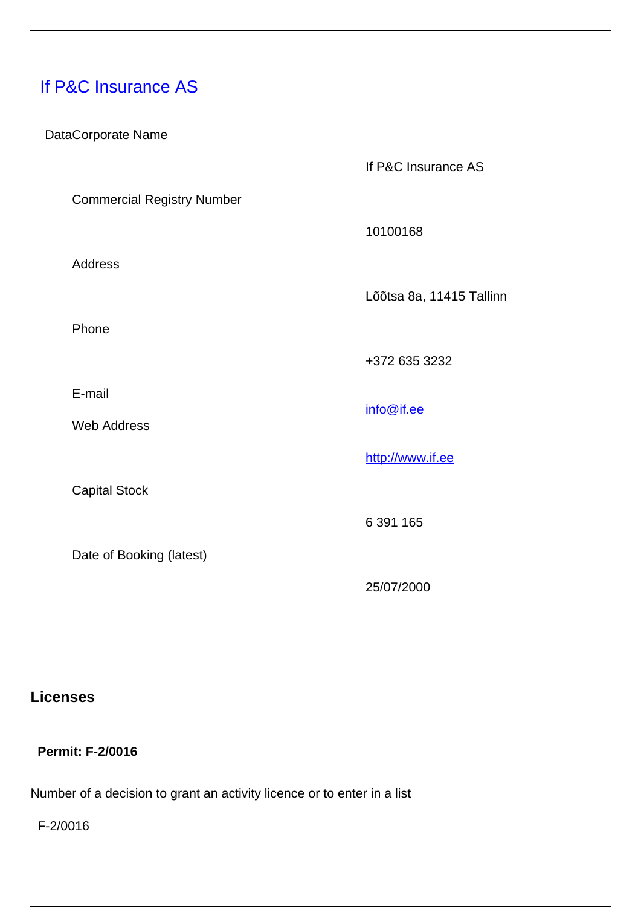# [If P&C Insurance AS](#)

| DataCorporate Name | |
|---|---|
| | If P&C Insurance AS |
| Commercial Registry Number | |
| | 10100168 |
| Address | |
| | Lõõtsa 8a, 11415 Tallinn |
| Phone | |
| | +372 635 3232 |
| E-mail | info@if.ee |
| Web Address | |
| | http://www.if.ee |
| Capital Stock | |
| | 6 391 165 |
| Date of Booking (latest) | |
| | 25/07/2000 |

## Licenses

**Permit: F-2/0016**

Number of a decision to grant an activity licence or to enter in a list

F-2/0016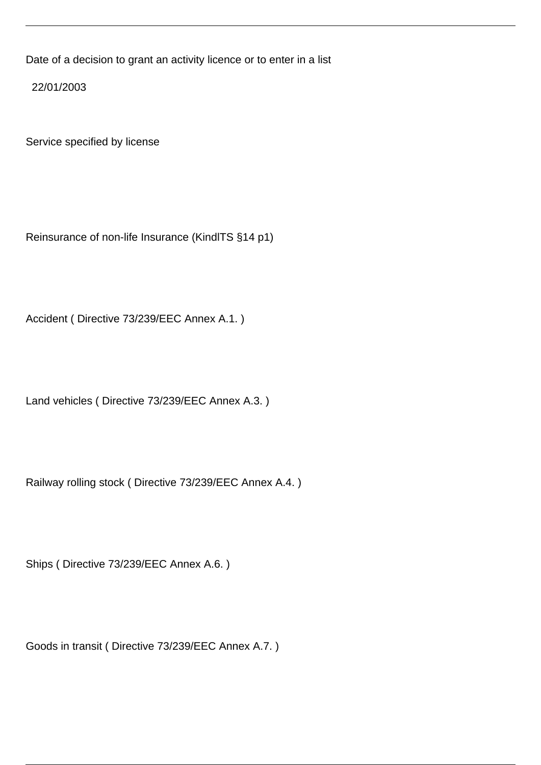Date of a decision to grant an activity licence or to enter in a list

22/01/2003

Service specified by license

Reinsurance of non-life Insurance (KindlTS §14 p1)

Accident ( Directive 73/239/EEC Annex A.1. )

Land vehicles ( Directive 73/239/EEC Annex A.3. )

Railway rolling stock ( Directive 73/239/EEC Annex A.4. )

Ships ( Directive 73/239/EEC Annex A.6. )

Goods in transit ( Directive 73/239/EEC Annex A.7. )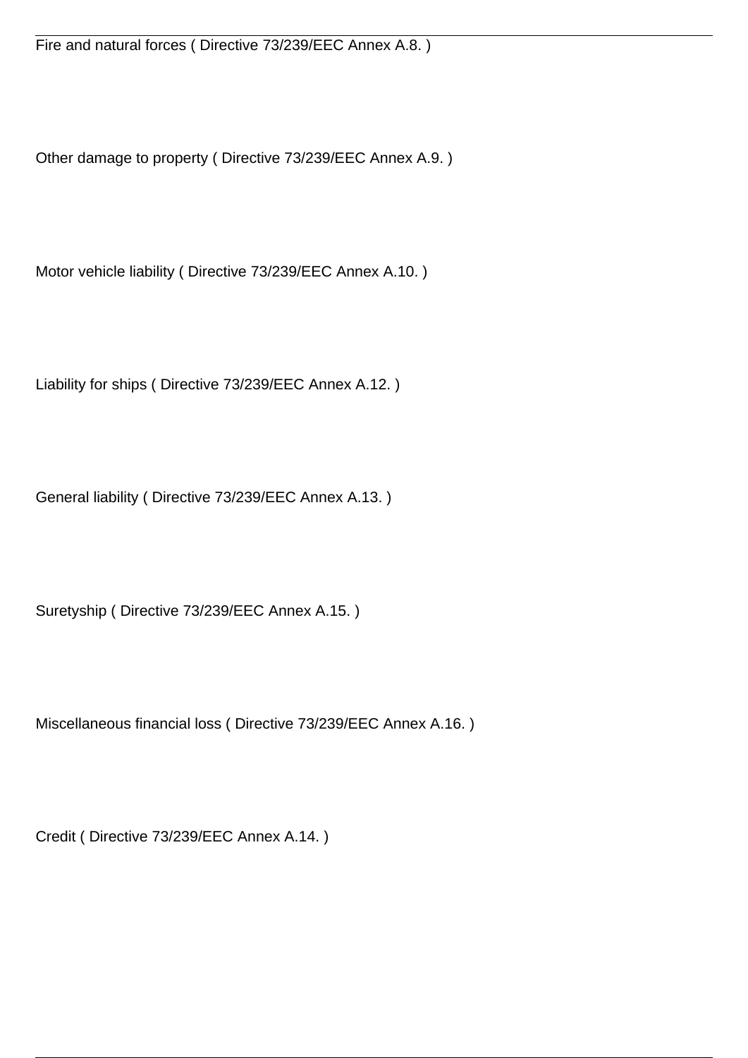Fire and natural forces ( Directive 73/239/EEC Annex A.8. )

Other damage to property ( Directive 73/239/EEC Annex A.9. )

Motor vehicle liability ( Directive 73/239/EEC Annex A.10. )

Liability for ships ( Directive 73/239/EEC Annex A.12. )

General liability ( Directive 73/239/EEC Annex A.13. )

Suretyship ( Directive 73/239/EEC Annex A.15. )

Miscellaneous financial loss ( Directive 73/239/EEC Annex A.16. )

Credit ( Directive 73/239/EEC Annex A.14. )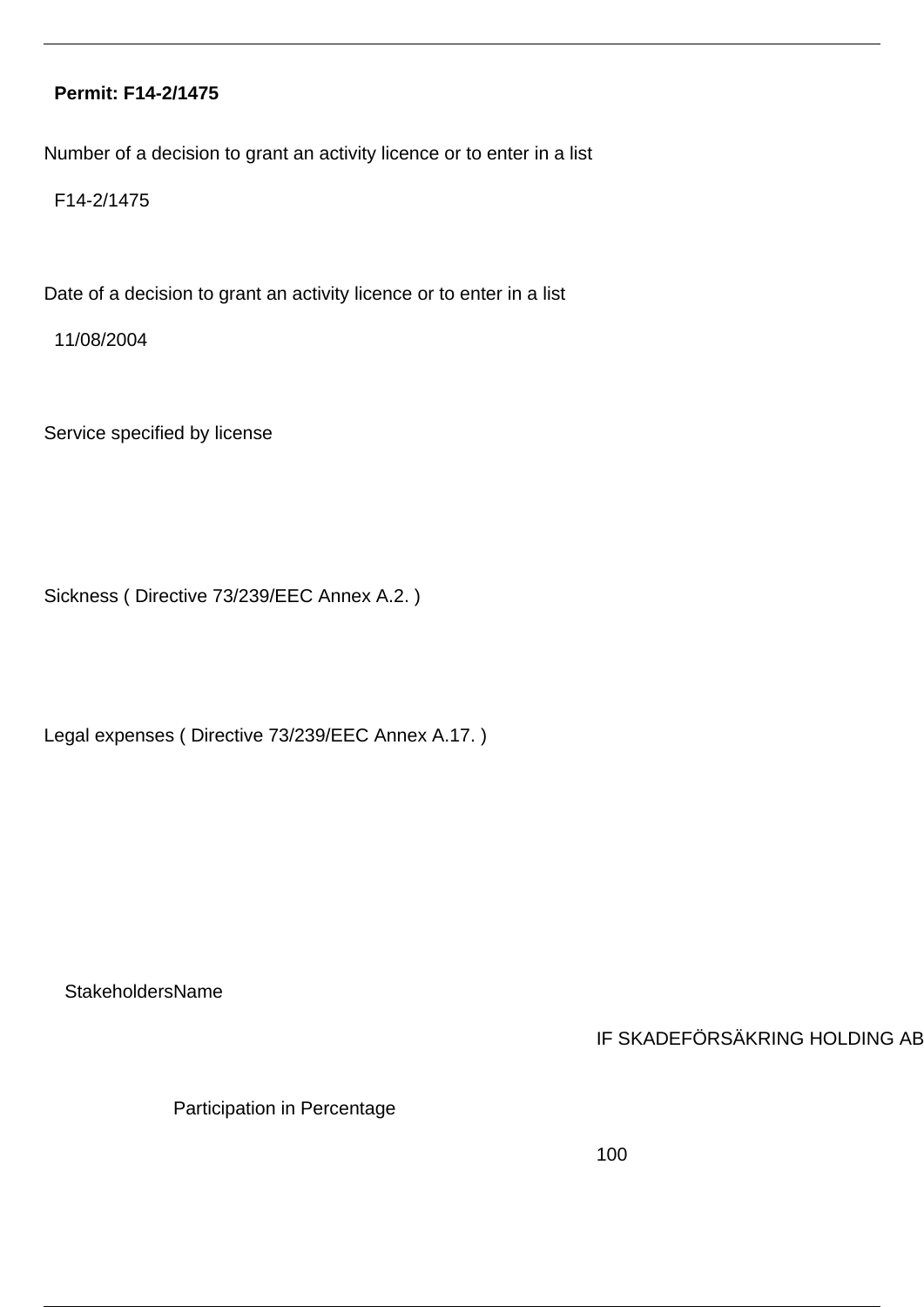**Permit: F14-2/1475**

Number of a decision to grant an activity licence or to enter in a list

F14-2/1475

Date of a decision to grant an activity licence or to enter in a list

11/08/2004

Service specified by license

Sickness ( Directive 73/239/EEC Annex A.2. )

Legal expenses ( Directive 73/239/EEC Annex A.17. )

| StakeholdersName | IF SKADEFÖRSÄKRING HOLDING AB |
| --- | --- |
| Participation in Percentage | 100 |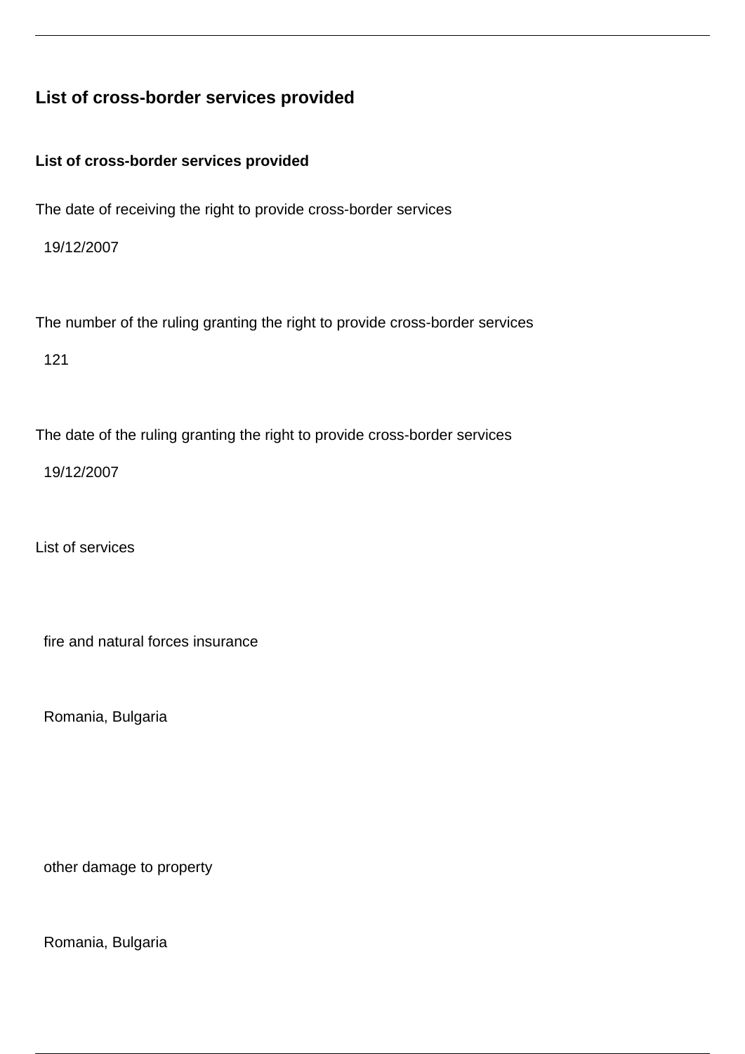## List of cross-border services provided

**List of cross-border services provided**

The date of receiving the right to provide cross-border services

19/12/2007

The number of the ruling granting the right to provide cross-border services

121

The date of the ruling granting the right to provide cross-border services

19/12/2007

List of services

fire and natural forces insurance

Romania, Bulgaria

other damage to property

Romania, Bulgaria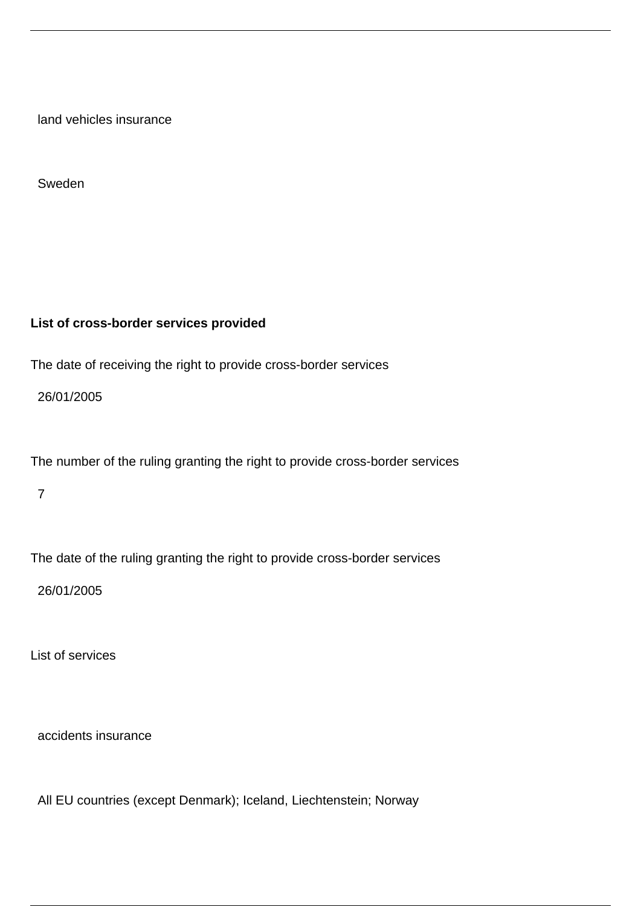land vehicles insurance

Sweden

**List of cross-border services provided**

The date of receiving the right to provide cross-border services

26/01/2005

The number of the ruling granting the right to provide cross-border services

7

The date of the ruling granting the right to provide cross-border services

26/01/2005

List of services

accidents insurance

All EU countries (except Denmark); Iceland, Liechtenstein; Norway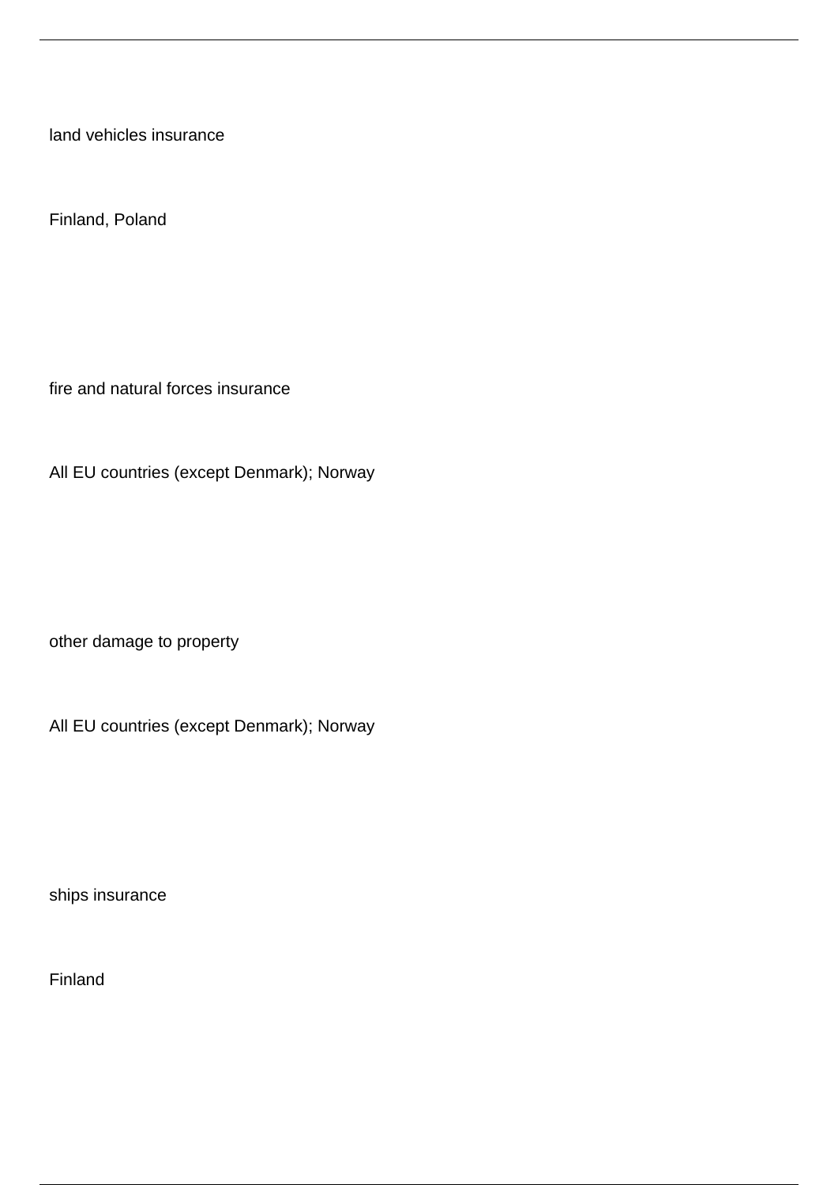land vehicles insurance

Finland, Poland

fire and natural forces insurance

All EU countries (except Denmark); Norway

other damage to property

All EU countries (except Denmark); Norway

ships insurance

Finland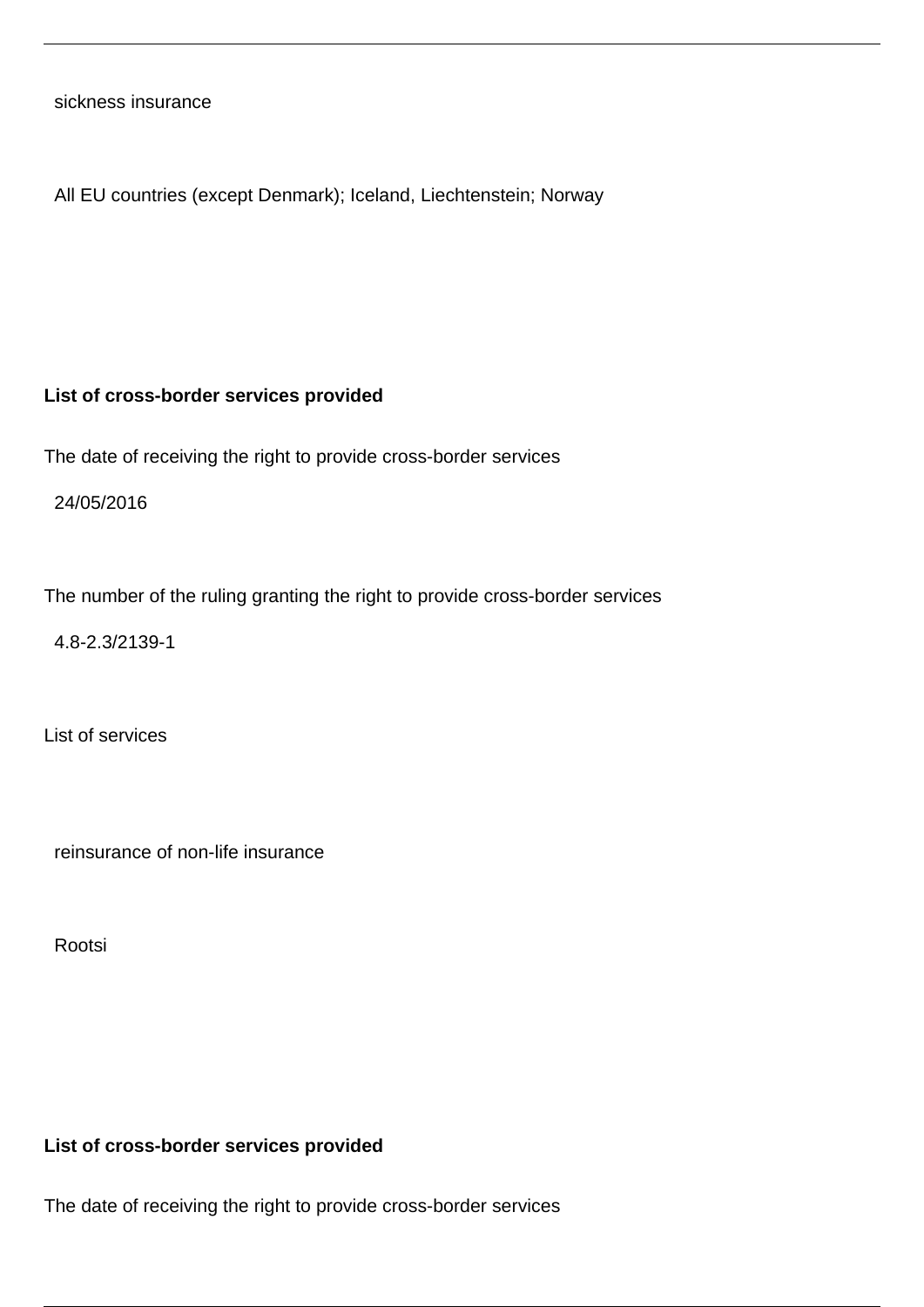sickness insurance

All EU countries (except Denmark); Iceland, Liechtenstein; Norway

**List of cross-border services provided**

The date of receiving the right to provide cross-border services

24/05/2016

The number of the ruling granting the right to provide cross-border services

4.8-2.3/2139-1

List of services

reinsurance of non-life insurance

Rootsi

**List of cross-border services provided**

The date of receiving the right to provide cross-border services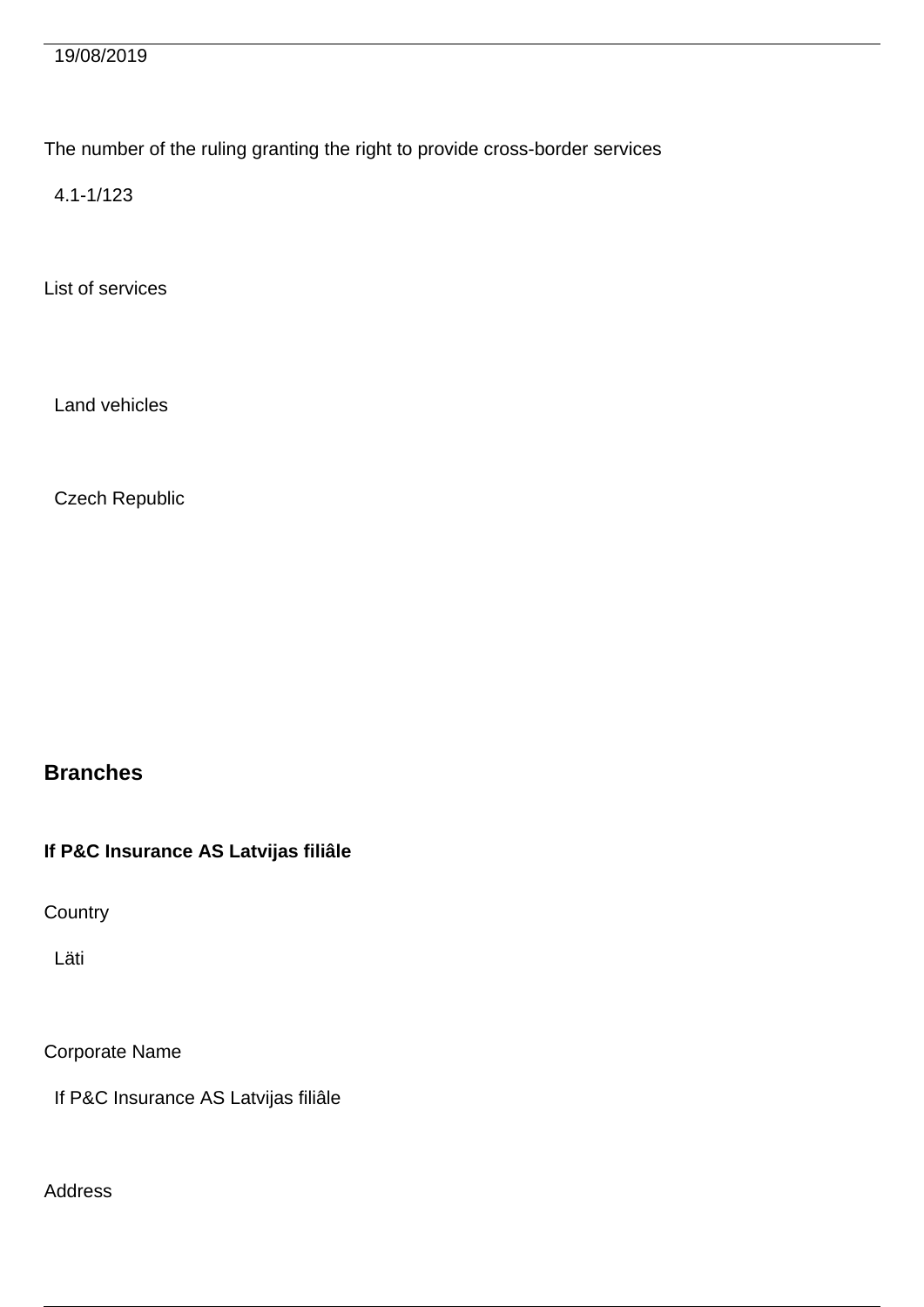19/08/2019

The number of the ruling granting the right to provide cross-border services

4.1-1/123

List of services

Land vehicles

Czech Republic

## Branches

**If P&C Insurance AS Latvijas filiâle**

Country

Läti

Corporate Name

If P&C Insurance AS Latvijas filiâle

Address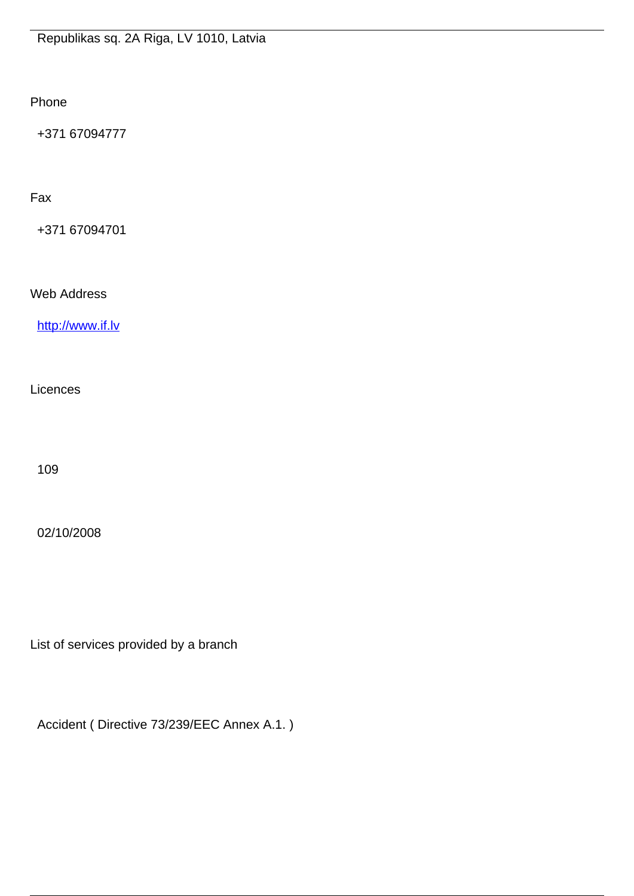Republikas sq. 2A Riga, LV 1010, Latvia

Phone

+371 67094777

Fax

+371 67094701

Web Address

http://www.if.lv

Licences

109

02/10/2008

List of services provided by a branch

Accident ( Directive 73/239/EEC Annex A.1. )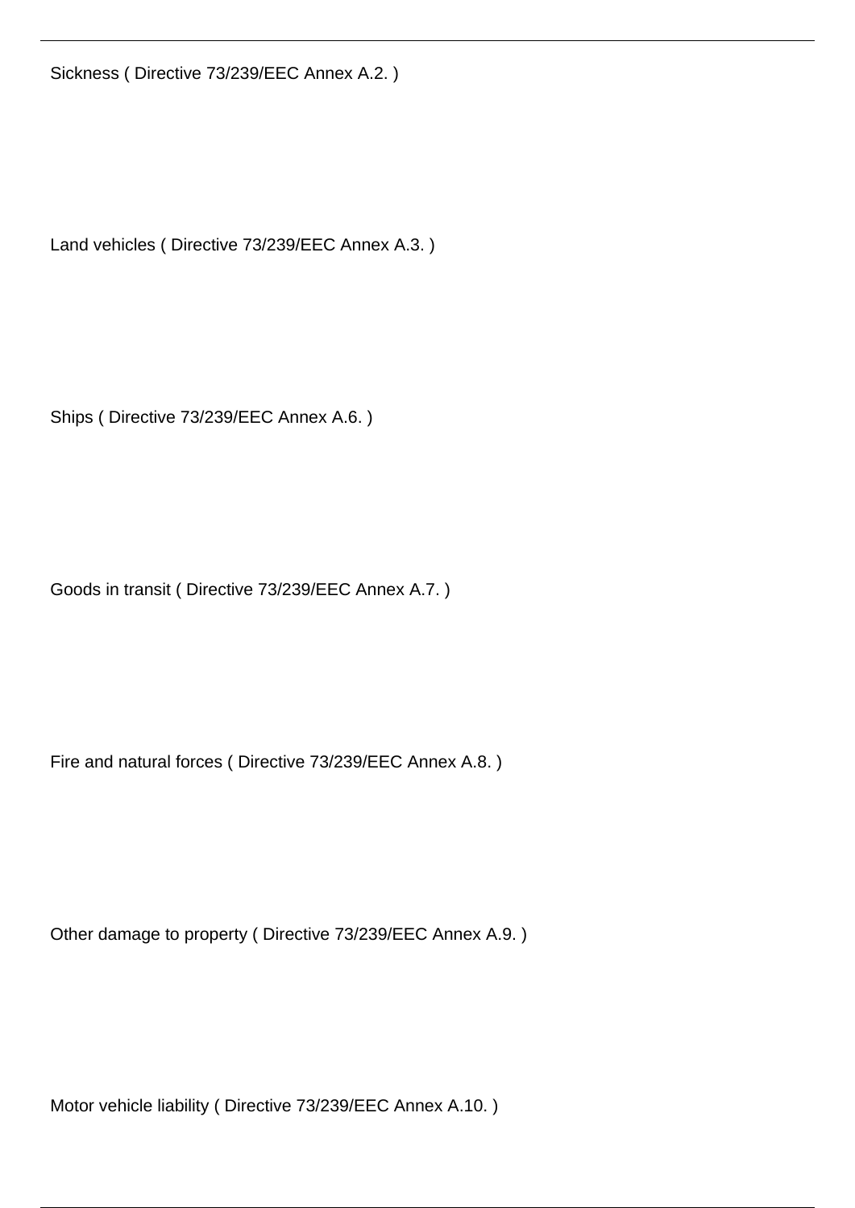Sickness ( Directive 73/239/EEC Annex A.2. )

Land vehicles ( Directive 73/239/EEC Annex A.3. )

Ships ( Directive 73/239/EEC Annex A.6. )

Goods in transit ( Directive 73/239/EEC Annex A.7. )

Fire and natural forces ( Directive 73/239/EEC Annex A.8. )

Other damage to property ( Directive 73/239/EEC Annex A.9. )

Motor vehicle liability ( Directive 73/239/EEC Annex A.10. )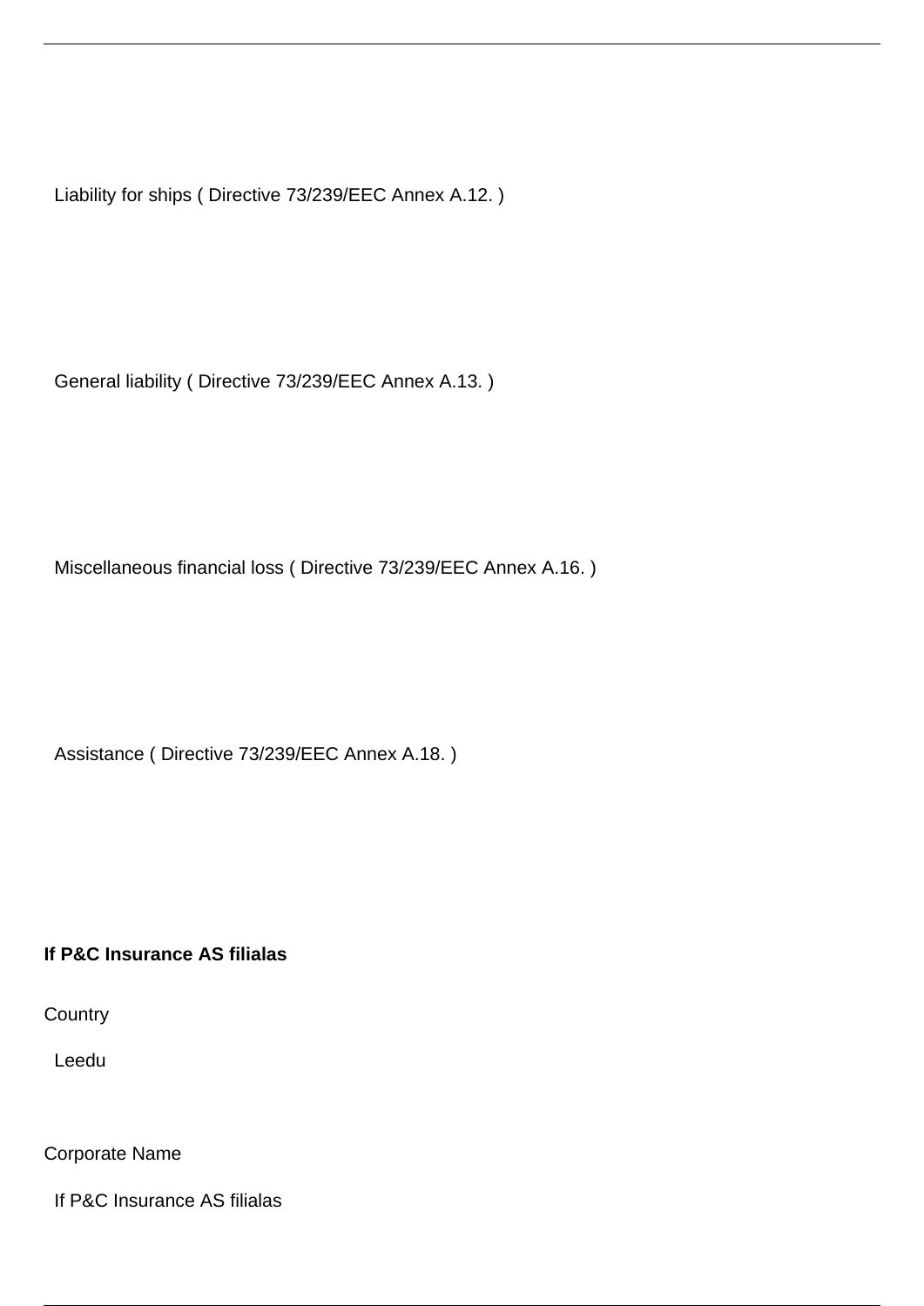Liability for ships ( Directive 73/239/EEC Annex A.12. )

General liability ( Directive 73/239/EEC Annex A.13. )

Miscellaneous financial loss ( Directive 73/239/EEC Annex A.16. )

Assistance ( Directive 73/239/EEC Annex A.18. )

**If P&C Insurance AS filialas**

Country

Leedu

Corporate Name

If P&C Insurance AS filialas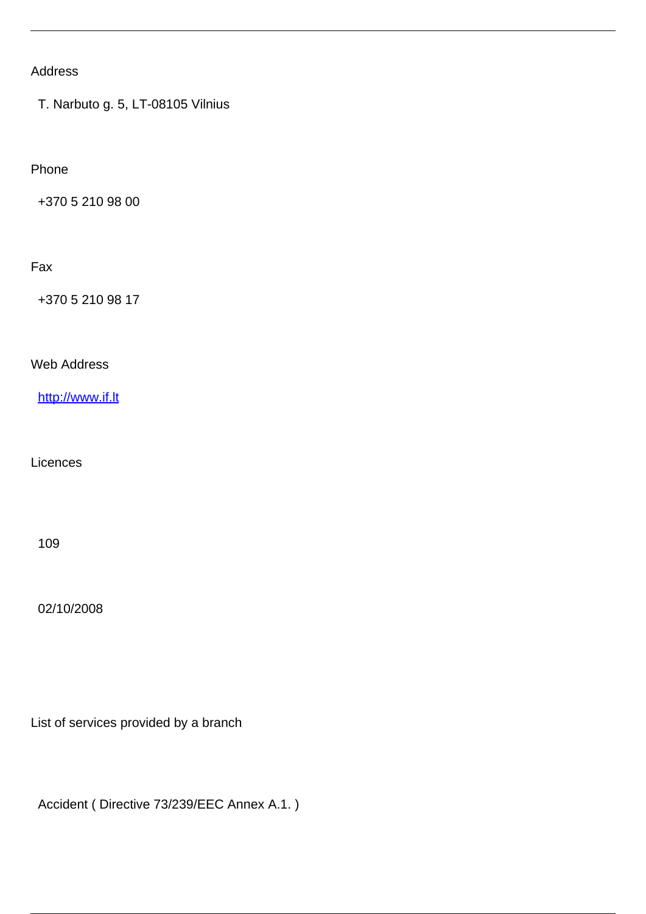Address

T. Narbuto g. 5, LT-08105 Vilnius

Phone

+370 5 210 98 00

Fax

+370 5 210 98 17

Web Address

[http://www.if.lt](http://www.if.lt)

Licences

109

02/10/2008

List of services provided by a branch

Accident ( Directive 73/239/EEC Annex A.1. )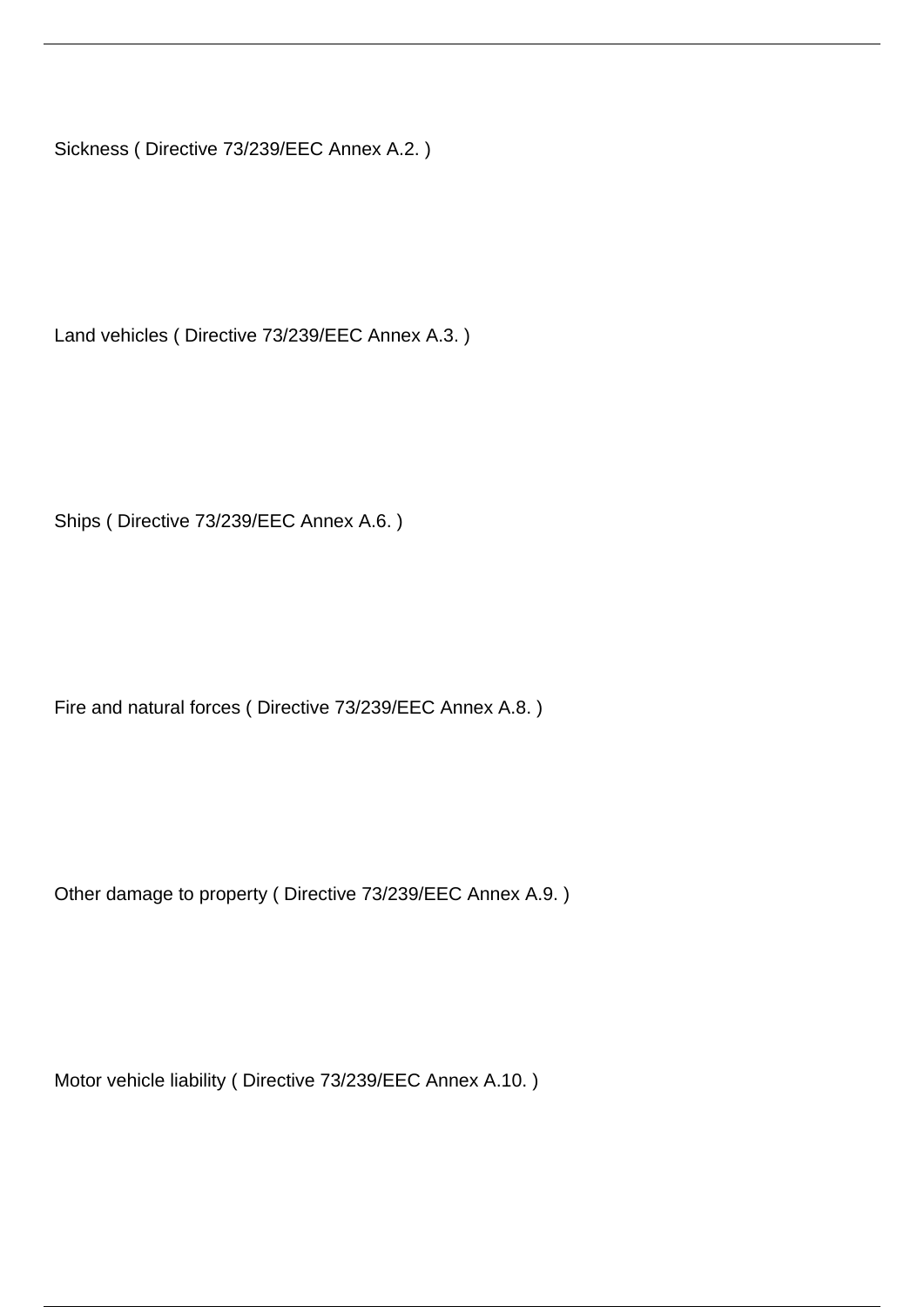Sickness ( Directive 73/239/EEC Annex A.2. )

Land vehicles ( Directive 73/239/EEC Annex A.3. )

Ships ( Directive 73/239/EEC Annex A.6. )

Fire and natural forces ( Directive 73/239/EEC Annex A.8. )

Other damage to property ( Directive 73/239/EEC Annex A.9. )

Motor vehicle liability ( Directive 73/239/EEC Annex A.10. )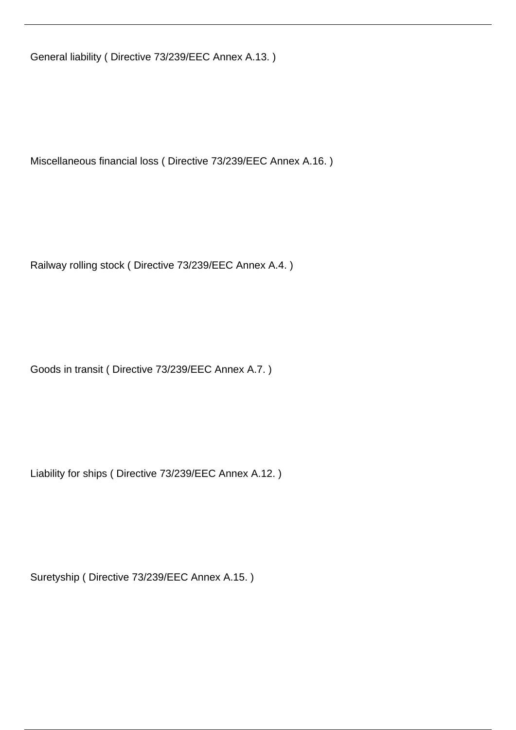General liability ( Directive 73/239/EEC Annex A.13. )

Miscellaneous financial loss ( Directive 73/239/EEC Annex A.16. )

Railway rolling stock ( Directive 73/239/EEC Annex A.4. )

Goods in transit ( Directive 73/239/EEC Annex A.7. )

Liability for ships ( Directive 73/239/EEC Annex A.12. )

Suretyship ( Directive 73/239/EEC Annex A.15. )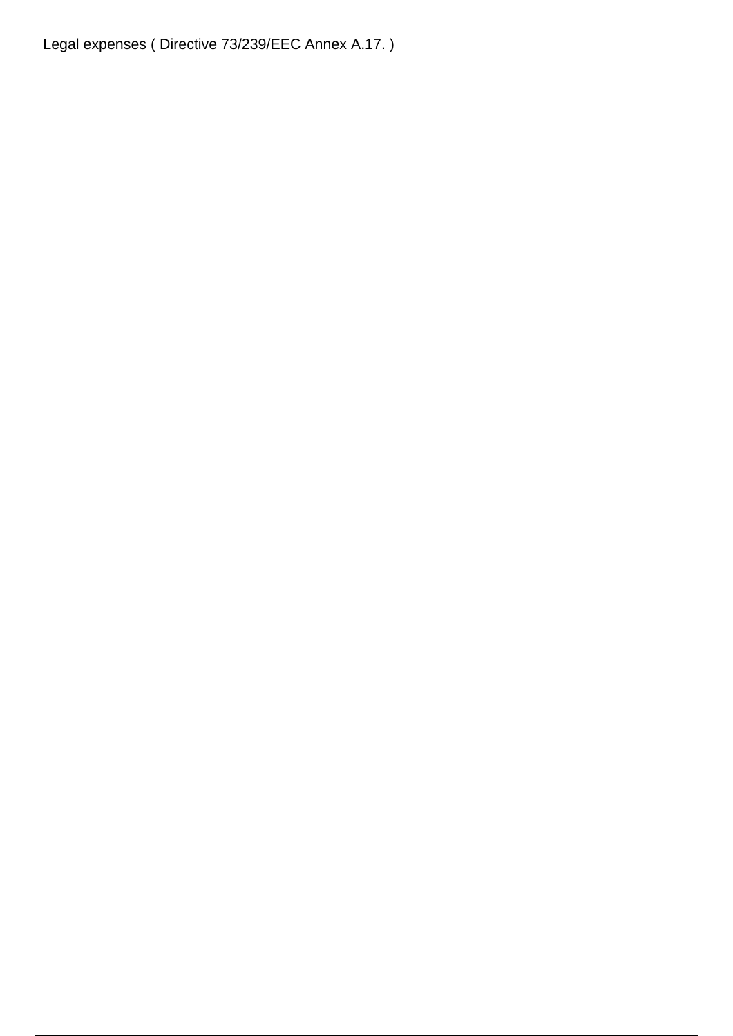Legal expenses ( Directive 73/239/EEC Annex A.17. )